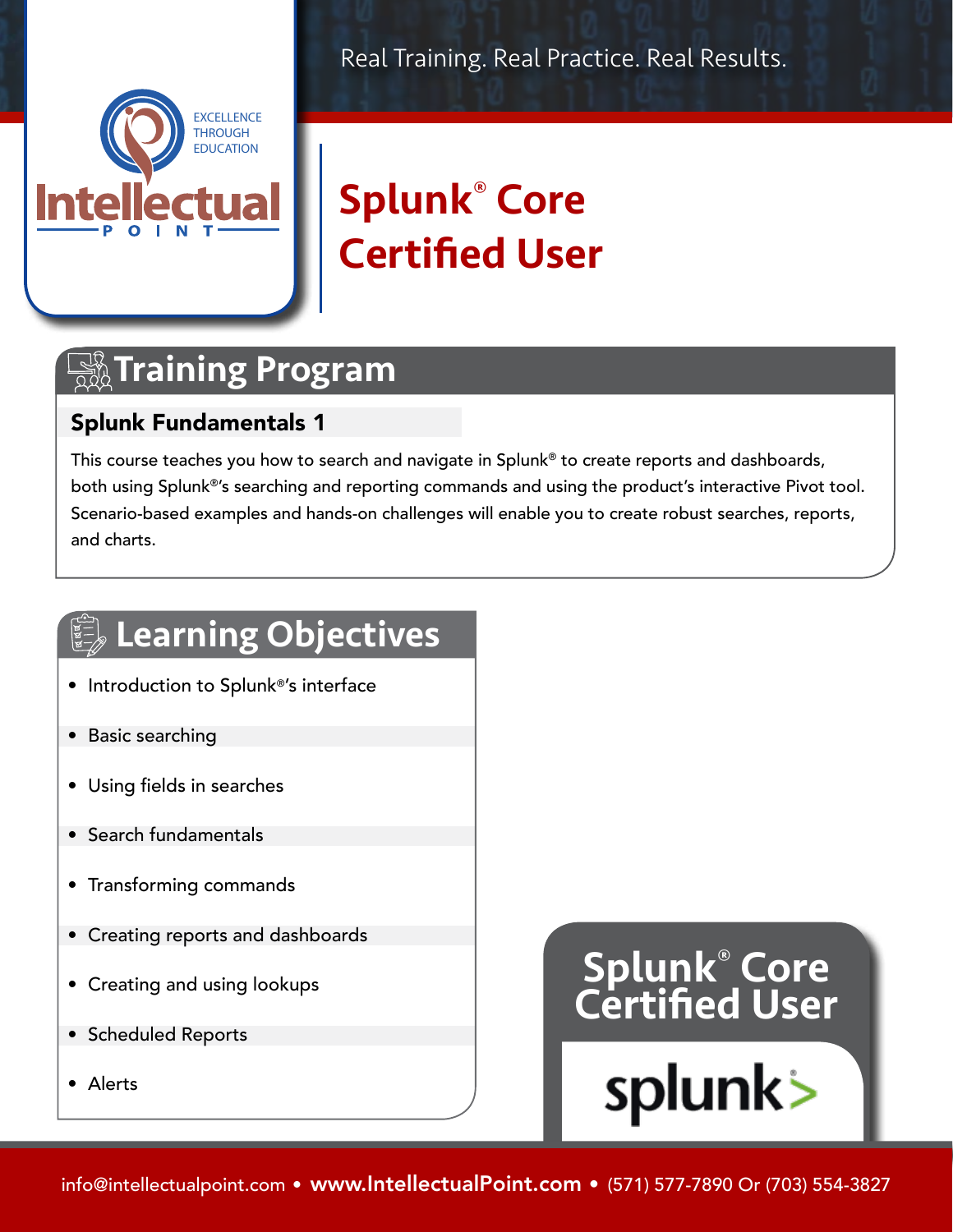Real Training. Real Practice. Real Results.

Intellectual Point — EXCELLENCE THROUGH EDUCATION

# Splunk® Core Certified User

## Training Program

### Splunk Fundamentals 1

This course teaches you how to search and navigate in Splunk® to create reports and dashboards, both using Splunk®'s searching and reporting commands and using the product's interactive Pivot tool. Scenario-based examples and hands-on challenges will enable you to create robust searches, reports, and charts.

## Learning Objectives

- Introduction to Splunk®'s interface
- Basic searching
- Using fields in searches
- Search fundamentals
- Transforming commands
- Creating reports and dashboards
- Creating and using lookups
- Scheduled Reports
- Alerts

**Splunk® Core Certified User**

splunk>

info@intellectualpoint.com • **www.IntellectualPoint.com** • (571) 577-7890 Or (703) 554-3827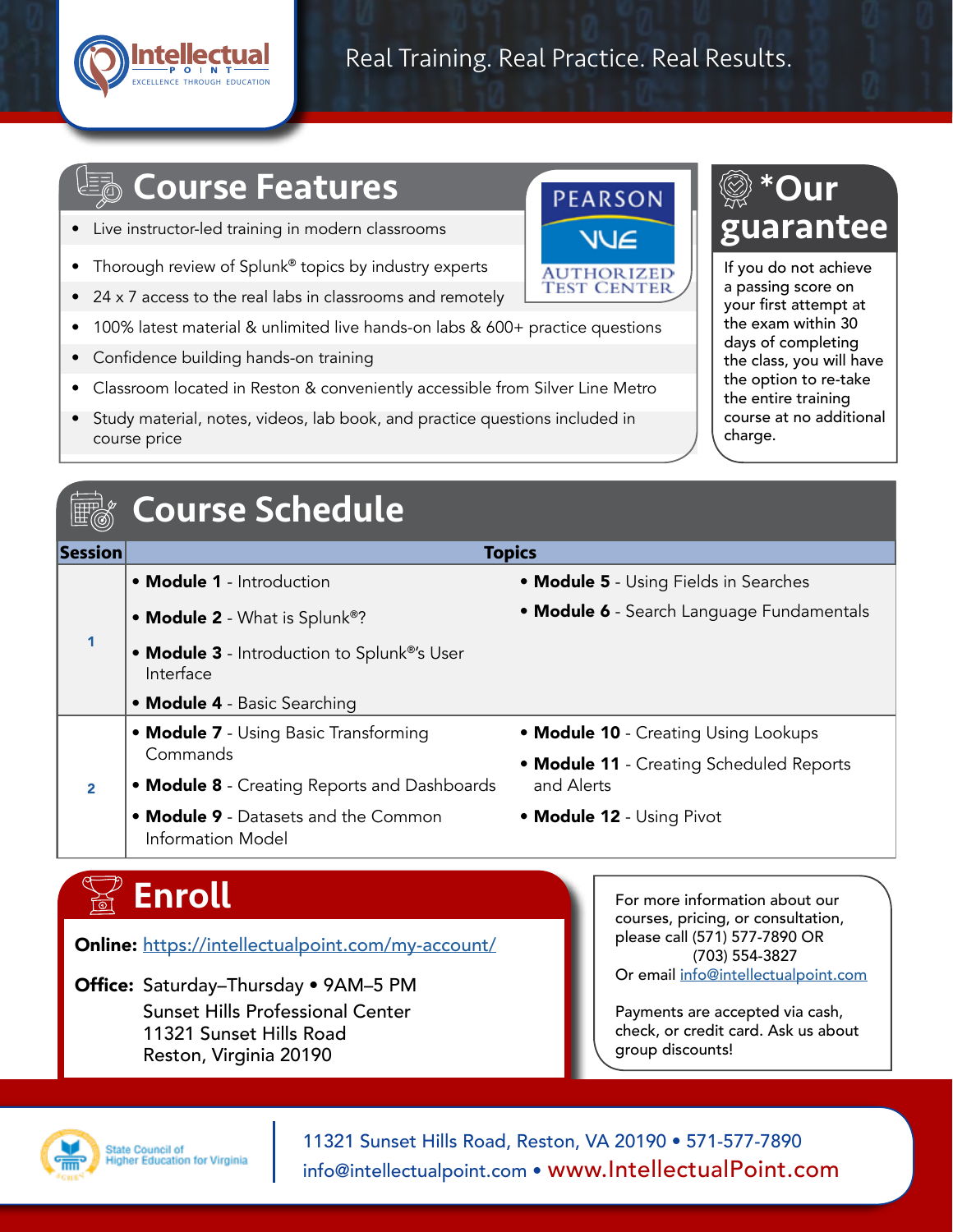Intellectual Point — Excellence Through Education

Real Training. Real Practice. Real Results.

## Course Features

- Live instructor-led training in modern classrooms
- Thorough review of Splunk® topics by industry experts
- 24 x 7 access to the real labs in classrooms and remotely
- 100% latest material & unlimited live hands-on labs & 600+ practice questions
- Confidence building hands-on training
- Classroom located in Reston & conveniently accessible from Silver Line Metro
- Study material, notes, videos, lab book, and practice questions included in course price

PEARSON VUE AUTHORIZED TEST CENTER

## *Our guarantee

If you do not achieve a passing score on your first attempt at the exam within 30 days of completing the class, you will have the option to re-take the entire training course at no additional charge.

## Course Schedule

| Session | Topics | |
|---|---|---|
| 1 | • **Module 1** - Introduction<br>• **Module 2** - What is Splunk®?<br>• **Module 3** - Introduction to Splunk®'s User Interface<br>• **Module 4** - Basic Searching | • **Module 5** - Using Fields in Searches<br>• **Module 6** - Search Language Fundamentals |
| 2 | • **Module 7** - Using Basic Transforming Commands<br>• **Module 8** - Creating Reports and Dashboards<br>• **Module 9** - Datasets and the Common Information Model | • **Module 10** - Creating Using Lookups<br>• **Module 11** - Creating Scheduled Reports and Alerts<br>• **Module 12** - Using Pivot |

## Enroll

**Online:** https://intellectualpoint.com/my-account/

**Office:** Saturday–Thursday • 9AM–5 PM
Sunset Hills Professional Center
11321 Sunset Hills Road
Reston, Virginia 20190

For more information about our courses, pricing, or consultation, please call (571) 577-7890 OR (703) 554-3827
Or email info@intellectualpoint.com

Payments are accepted via cash, check, or credit card. Ask us about group discounts!

State Council of Higher Education for Virginia

11321 Sunset Hills Road, Reston, VA 20190 • 571-577-7890
info@intellectualpoint.com • www.IntellectualPoint.com